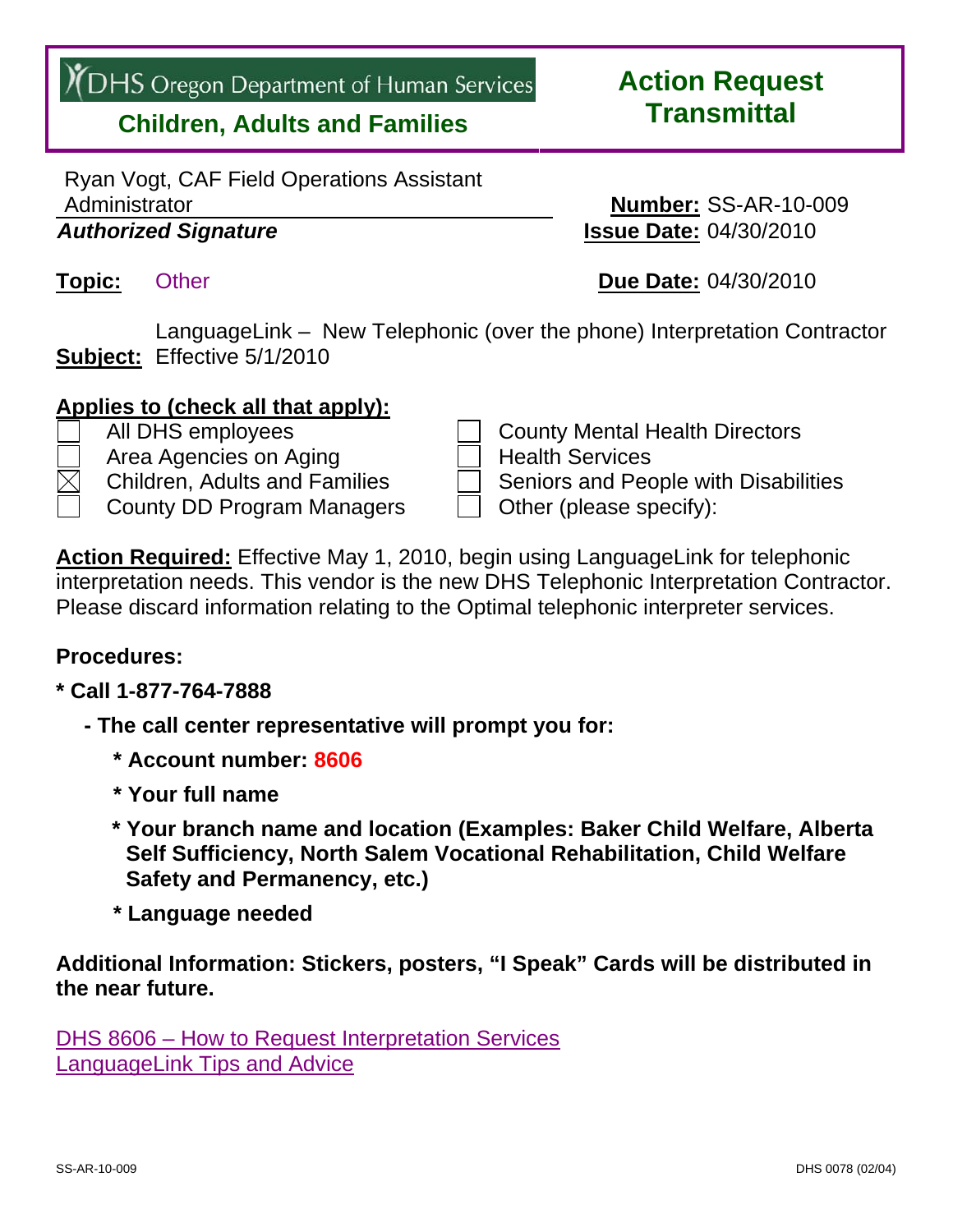DHS Oregon Department of Human Services

**Children, Adults and Families**

# Action Request Transmittal

Ryan Vogt, CAF Field Operations Assistant Administrator
***Authorized Signature***

**Number:** SS-AR-10-009
**Issue Date:** 04/30/2010

**Topic:** Other

**Due Date:** 04/30/2010

**Subject:** LanguageLink – New Telephonic (over the phone) Interpretation Contractor Effective 5/1/2010

**Applies to (check all that apply):**

- [ ] All DHS employees
- [ ] Area Agencies on Aging
- [x] Children, Adults and Families
- [ ] County DD Program Managers
- [ ] County Mental Health Directors
- [ ] Health Services
- [ ] Seniors and People with Disabilities
- [ ] Other (please specify):

**Action Required:** Effective May 1, 2010, begin using LanguageLink for telephonic interpretation needs. This vendor is the new DHS Telephonic Interpretation Contractor. Please discard information relating to the Optimal telephonic interpreter services.

**Procedures:**

**\* Call 1-877-764-7888**

- **The call center representative will prompt you for:**
  - **Account number: 8606**
  - **Your full name**
  - **Your branch name and location (Examples: Baker Child Welfare, Alberta Self Sufficiency, North Salem Vocational Rehabilitation, Child Welfare Safety and Permanency, etc.)**
  - **Language needed**

**Additional Information: Stickers, posters, "I Speak" Cards will be distributed in the near future.**

DHS 8606 – How to Request Interpretation Services
LanguageLink Tips and Advice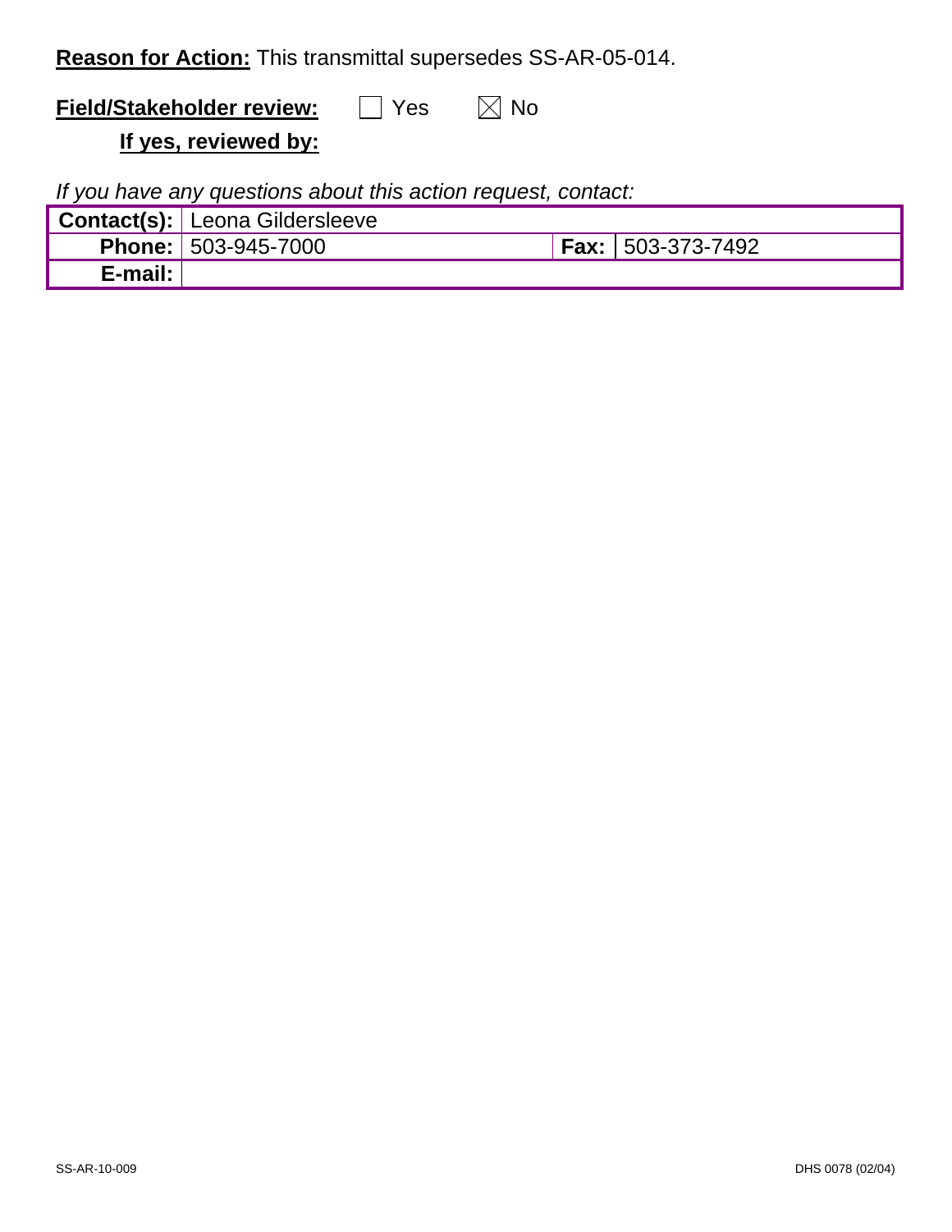**Reason for Action:** This transmittal supersedes SS-AR-05-014.

**Field/Stakeholder review:** ☐ Yes ☒ No

**If yes, reviewed by:**

*If you have any questions about this action request, contact:*

| | | | |
|---|---|---|---|
| **Contact(s):** | Leona Gildersleeve | | |
| **Phone:** | 503-945-7000 | **Fax:** | 503-373-7492 |
| **E-mail:** | | | |

SS-AR-10-009

DHS 0078 (02/04)